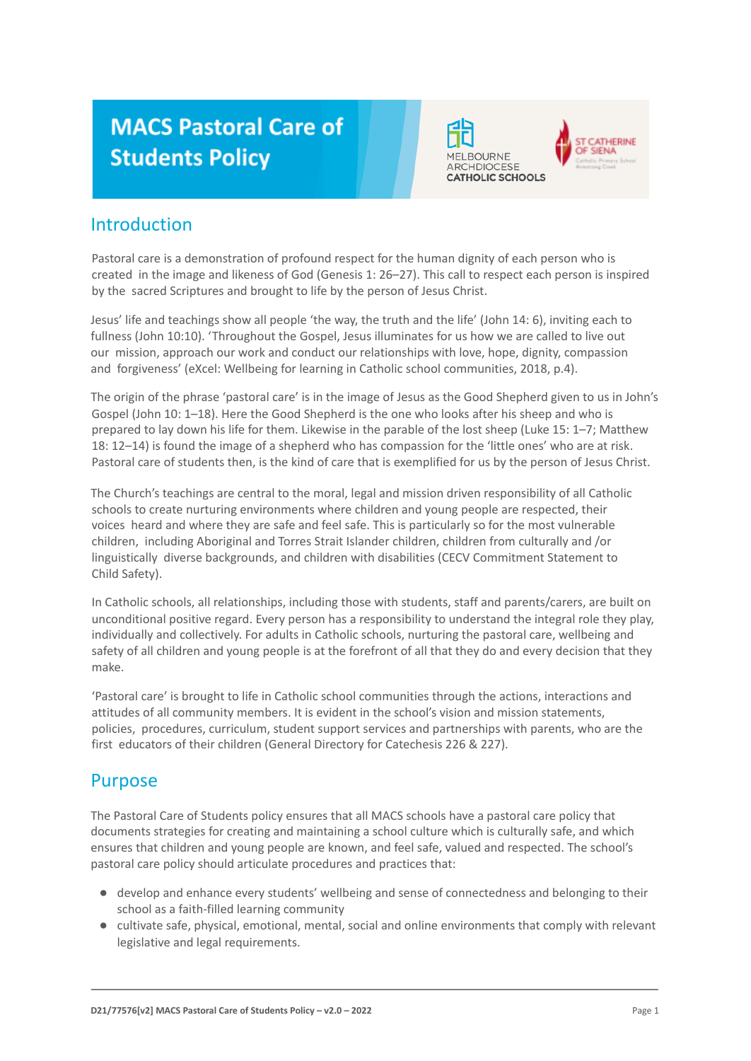# MACS Pastoral Care of Students Policy

## Introduction

Pastoral care is a demonstration of profound respect for the human dignity of each person who is created in the image and likeness of God (Genesis 1: 26–27). This call to respect each person is inspired by the sacred Scriptures and brought to life by the person of Jesus Christ.

Jesus' life and teachings show all people 'the way, the truth and the life' (John 14: 6), inviting each to fullness (John 10:10). 'Throughout the Gospel, Jesus illuminates for us how we are called to live out our mission, approach our work and conduct our relationships with love, hope, dignity, compassion and forgiveness' (eXcel: Wellbeing for learning in Catholic school communities, 2018, p.4).

The origin of the phrase 'pastoral care' is in the image of Jesus as the Good Shepherd given to us in John's Gospel (John 10: 1–18). Here the Good Shepherd is the one who looks after his sheep and who is prepared to lay down his life for them. Likewise in the parable of the lost sheep (Luke 15: 1–7; Matthew 18: 12–14) is found the image of a shepherd who has compassion for the 'little ones' who are at risk. Pastoral care of students then, is the kind of care that is exemplified for us by the person of Jesus Christ.

The Church's teachings are central to the moral, legal and mission driven responsibility of all Catholic schools to create nurturing environments where children and young people are respected, their voices heard and where they are safe and feel safe. This is particularly so for the most vulnerable children, including Aboriginal and Torres Strait Islander children, children from culturally and /or linguistically diverse backgrounds, and children with disabilities (CECV Commitment Statement to Child Safety).

In Catholic schools, all relationships, including those with students, staff and parents/carers, are built on unconditional positive regard. Every person has a responsibility to understand the integral role they play, individually and collectively. For adults in Catholic schools, nurturing the pastoral care, wellbeing and safety of all children and young people is at the forefront of all that they do and every decision that they make.

'Pastoral care' is brought to life in Catholic school communities through the actions, interactions and attitudes of all community members. It is evident in the school's vision and mission statements, policies, procedures, curriculum, student support services and partnerships with parents, who are the first educators of their children (General Directory for Catechesis 226 & 227).

## Purpose

The Pastoral Care of Students policy ensures that all MACS schools have a pastoral care policy that documents strategies for creating and maintaining a school culture which is culturally safe, and which ensures that children and young people are known, and feel safe, valued and respected. The school's pastoral care policy should articulate procedures and practices that:

- develop and enhance every students' wellbeing and sense of connectedness and belonging to their school as a faith-filled learning community
- cultivate safe, physical, emotional, mental, social and online environments that comply with relevant legislative and legal requirements.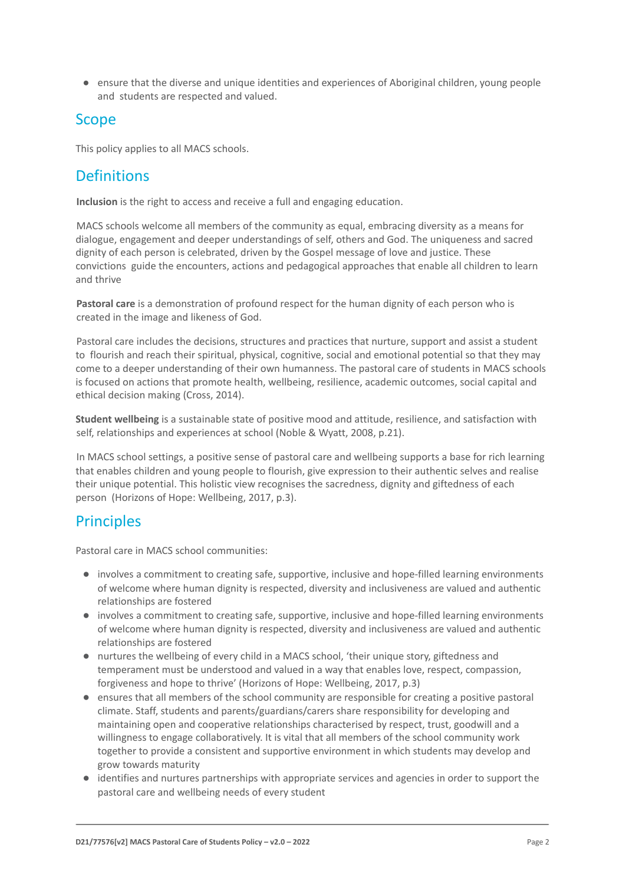- ensure that the diverse and unique identities and experiences of Aboriginal children, young people and students are respected and valued.

## Scope

This policy applies to all MACS schools.

## Definitions

**Inclusion** is the right to access and receive a full and engaging education.

MACS schools welcome all members of the community as equal, embracing diversity as a means for dialogue, engagement and deeper understandings of self, others and God. The uniqueness and sacred dignity of each person is celebrated, driven by the Gospel message of love and justice. These convictions guide the encounters, actions and pedagogical approaches that enable all children to learn and thrive

**Pastoral care** is a demonstration of profound respect for the human dignity of each person who is created in the image and likeness of God.

Pastoral care includes the decisions, structures and practices that nurture, support and assist a student to flourish and reach their spiritual, physical, cognitive, social and emotional potential so that they may come to a deeper understanding of their own humanness. The pastoral care of students in MACS schools is focused on actions that promote health, wellbeing, resilience, academic outcomes, social capital and ethical decision making (Cross, 2014).

**Student wellbeing** is a sustainable state of positive mood and attitude, resilience, and satisfaction with self, relationships and experiences at school (Noble & Wyatt, 2008, p.21).

In MACS school settings, a positive sense of pastoral care and wellbeing supports a base for rich learning that enables children and young people to flourish, give expression to their authentic selves and realise their unique potential. This holistic view recognises the sacredness, dignity and giftedness of each person (Horizons of Hope: Wellbeing, 2017, p.3).

## Principles

Pastoral care in MACS school communities:

- involves a commitment to creating safe, supportive, inclusive and hope-filled learning environments of welcome where human dignity is respected, diversity and inclusiveness are valued and authentic relationships are fostered
- involves a commitment to creating safe, supportive, inclusive and hope-filled learning environments of welcome where human dignity is respected, diversity and inclusiveness are valued and authentic relationships are fostered
- nurtures the wellbeing of every child in a MACS school, 'their unique story, giftedness and temperament must be understood and valued in a way that enables love, respect, compassion, forgiveness and hope to thrive' (Horizons of Hope: Wellbeing, 2017, p.3)
- ensures that all members of the school community are responsible for creating a positive pastoral climate. Staff, students and parents/guardians/carers share responsibility for developing and maintaining open and cooperative relationships characterised by respect, trust, goodwill and a willingness to engage collaboratively. It is vital that all members of the school community work together to provide a consistent and supportive environment in which students may develop and grow towards maturity
- identifies and nurtures partnerships with appropriate services and agencies in order to support the pastoral care and wellbeing needs of every student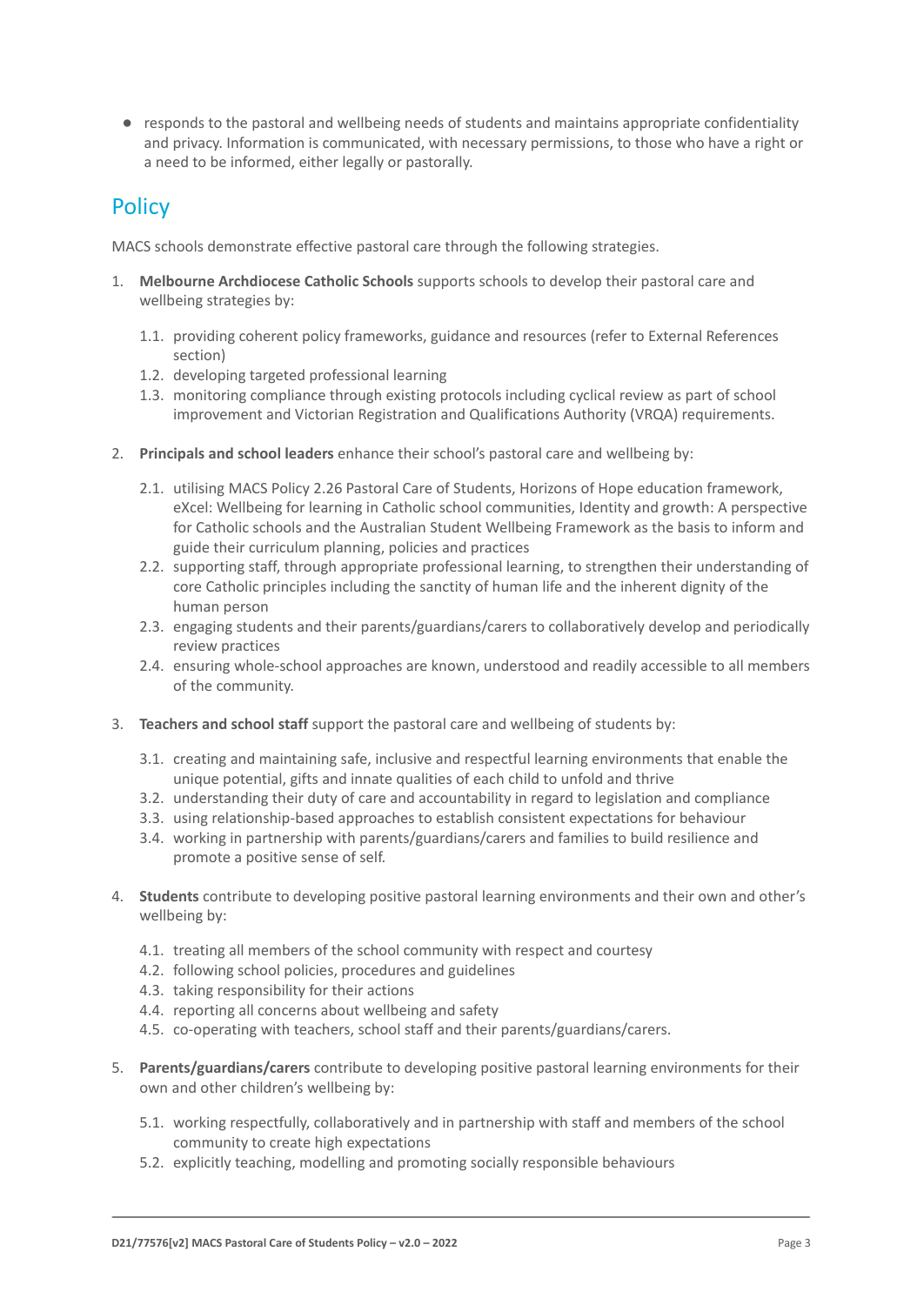- responds to the pastoral and wellbeing needs of students and maintains appropriate confidentiality and privacy. Information is communicated, with necessary permissions, to those who have a right or a need to be informed, either legally or pastorally.

## Policy

MACS schools demonstrate effective pastoral care through the following strategies.

1. **Melbourne Archdiocese Catholic Schools** supports schools to develop their pastoral care and wellbeing strategies by:
   - 1.1. providing coherent policy frameworks, guidance and resources (refer to External References section)
   - 1.2. developing targeted professional learning
   - 1.3. monitoring compliance through existing protocols including cyclical review as part of school improvement and Victorian Registration and Qualifications Authority (VRQA) requirements.
2. **Principals and school leaders** enhance their school's pastoral care and wellbeing by:
   - 2.1. utilising MACS Policy 2.26 Pastoral Care of Students, Horizons of Hope education framework, eXcel: Wellbeing for learning in Catholic school communities, Identity and growth: A perspective for Catholic schools and the Australian Student Wellbeing Framework as the basis to inform and guide their curriculum planning, policies and practices
   - 2.2. supporting staff, through appropriate professional learning, to strengthen their understanding of core Catholic principles including the sanctity of human life and the inherent dignity of the human person
   - 2.3. engaging students and their parents/guardians/carers to collaboratively develop and periodically review practices
   - 2.4. ensuring whole-school approaches are known, understood and readily accessible to all members of the community.
3. **Teachers and school staff** support the pastoral care and wellbeing of students by:
   - 3.1. creating and maintaining safe, inclusive and respectful learning environments that enable the unique potential, gifts and innate qualities of each child to unfold and thrive
   - 3.2. understanding their duty of care and accountability in regard to legislation and compliance
   - 3.3. using relationship-based approaches to establish consistent expectations for behaviour
   - 3.4. working in partnership with parents/guardians/carers and families to build resilience and promote a positive sense of self.
4. **Students** contribute to developing positive pastoral learning environments and their own and other's wellbeing by:
   - 4.1. treating all members of the school community with respect and courtesy
   - 4.2. following school policies, procedures and guidelines
   - 4.3. taking responsibility for their actions
   - 4.4. reporting all concerns about wellbeing and safety
   - 4.5. co-operating with teachers, school staff and their parents/guardians/carers.
5. **Parents/guardians/carers** contribute to developing positive pastoral learning environments for their own and other children's wellbeing by:
   - 5.1. working respectfully, collaboratively and in partnership with staff and members of the school community to create high expectations
   - 5.2. explicitly teaching, modelling and promoting socially responsible behaviours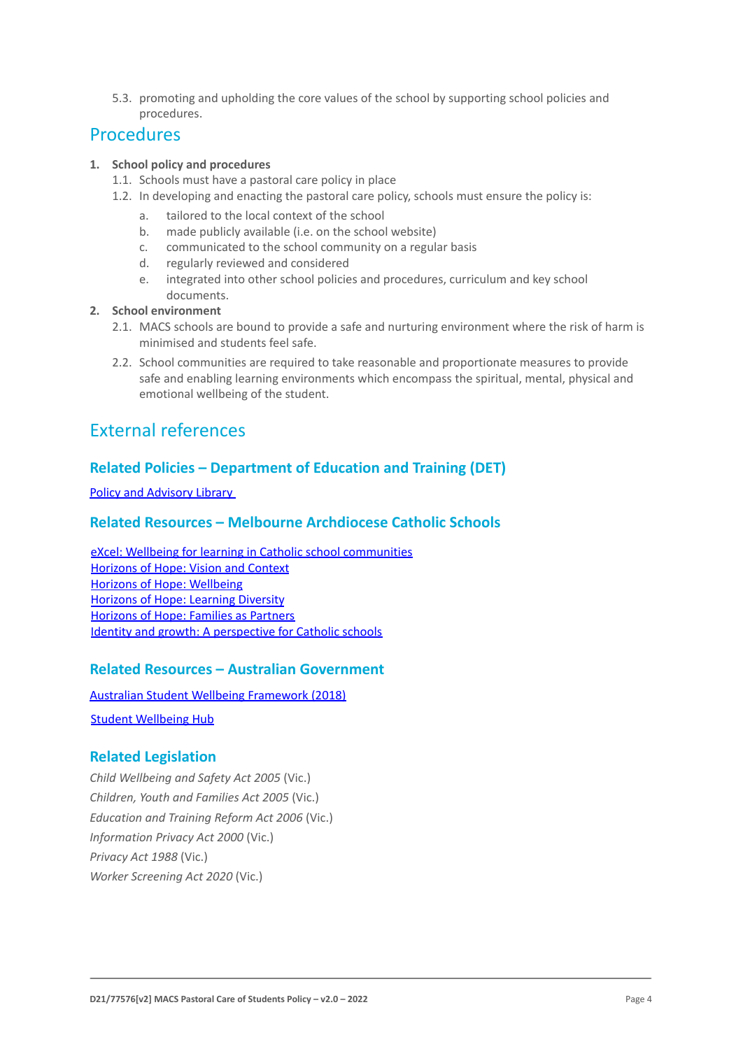5.3. promoting and upholding the core values of the school by supporting school policies and procedures.

## Procedures

1. **School policy and procedures**
   1.1. Schools must have a pastoral care policy in place
   1.2. In developing and enacting the pastoral care policy, schools must ensure the policy is:
      a. tailored to the local context of the school
      b. made publicly available (i.e. on the school website)
      c. communicated to the school community on a regular basis
      d. regularly reviewed and considered
      e. integrated into other school policies and procedures, curriculum and key school documents.
2. **School environment**
   2.1. MACS schools are bound to provide a safe and nurturing environment where the risk of harm is minimised and students feel safe.
   2.2. School communities are required to take reasonable and proportionate measures to provide safe and enabling learning environments which encompass the spiritual, mental, physical and emotional wellbeing of the student.

## External references

### Related Policies – Department of Education and Training (DET)

Policy and Advisory Library

### Related Resources – Melbourne Archdiocese Catholic Schools

eXcel: Wellbeing for learning in Catholic school communities
Horizons of Hope: Vision and Context
Horizons of Hope: Wellbeing
Horizons of Hope: Learning Diversity
Horizons of Hope: Families as Partners
Identity and growth: A perspective for Catholic schools

### Related Resources – Australian Government

Australian Student Wellbeing Framework (2018)

Student Wellbeing Hub

### Related Legislation

*Child Wellbeing and Safety Act 2005* (Vic.)
*Children, Youth and Families Act 2005* (Vic.)
*Education and Training Reform Act 2006* (Vic.)
*Information Privacy Act 2000* (Vic.)
*Privacy Act 1988* (Vic.)
*Worker Screening Act 2020* (Vic.)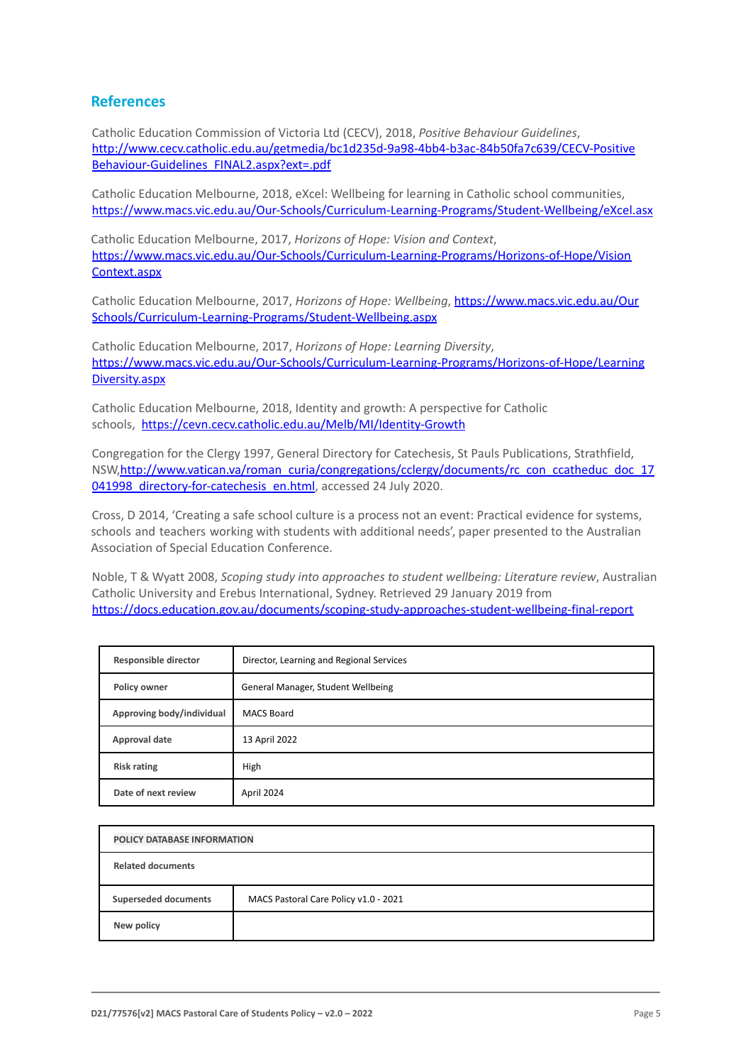## References

Catholic Education Commission of Victoria Ltd (CECV), 2018, *Positive Behaviour Guidelines*, http://www.cecv.catholic.edu.au/getmedia/bc1d235d-9a98-4bb4-b3ac-84b50fa7c639/CECV-Positive Behaviour-Guidelines_FINAL2.aspx?ext=.pdf

Catholic Education Melbourne, 2018, eXcel: Wellbeing for learning in Catholic school communities, https://www.macs.vic.edu.au/Our-Schools/Curriculum-Learning-Programs/Student-Wellbeing/eXcel.asx

Catholic Education Melbourne, 2017, *Horizons of Hope: Vision and Context*, https://www.macs.vic.edu.au/Our-Schools/Curriculum-Learning-Programs/Horizons-of-Hope/Vision Context.aspx

Catholic Education Melbourne, 2017, *Horizons of Hope: Wellbeing*, https://www.macs.vic.edu.au/Our Schools/Curriculum-Learning-Programs/Student-Wellbeing.aspx

Catholic Education Melbourne, 2017, *Horizons of Hope: Learning Diversity*, https://www.macs.vic.edu.au/Our-Schools/Curriculum-Learning-Programs/Horizons-of-Hope/Learning Diversity.aspx

Catholic Education Melbourne, 2018, Identity and growth: A perspective for Catholic schools, https://cevn.cecv.catholic.edu.au/Melb/MI/Identity-Growth

Congregation for the Clergy 1997, General Directory for Catechesis, St Pauls Publications, Strathfield, NSW,http://www.vatican.va/roman_curia/congregations/cclergy/documents/rc_con_ccatheduc_doc_17041998_directory-for-catechesis_en.html, accessed 24 July 2020.

Cross, D 2014, 'Creating a safe school culture is a process not an event: Practical evidence for systems, schools and teachers working with students with additional needs', paper presented to the Australian Association of Special Education Conference.

Noble, T & Wyatt 2008, *Scoping study into approaches to student wellbeing: Literature review*, Australian Catholic University and Erebus International, Sydney. Retrieved 29 January 2019 from https://docs.education.gov.au/documents/scoping-study-approaches-student-wellbeing-final-report

| | |
|---|---|
| **Responsible director** | Director, Learning and Regional Services |
| **Policy owner** | General Manager, Student Wellbeing |
| **Approving body/individual** | MACS Board |
| **Approval date** | 13 April 2022 |
| **Risk rating** | High |
| **Date of next review** | April 2024 |

| **POLICY DATABASE INFORMATION** | |
|---|---|
| **Related documents** | |
| **Superseded documents** | MACS Pastoral Care Policy v1.0 - 2021 |
| **New policy** | |